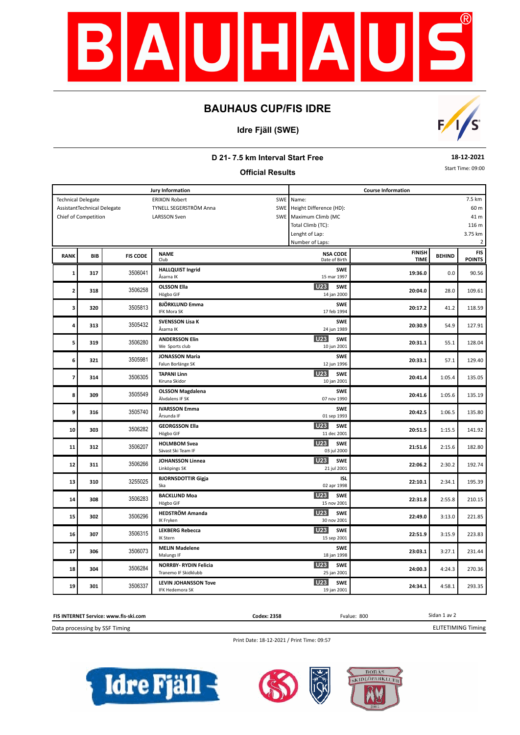# BAUHAUS CUP/FIS IDRE

## Idre Fjäll (SWE)

### D 21- 7.5 km Interval Start Free

**Official Results**

**18-12-2021**

Start Time: 09:00

| Jury Information | | | Course Information | |
|---|---|---|---|---|
| Technical Delegate | ERIXON Robert | SWE | Name: | 7.5 km |
| AssistantTechnical Delegate | TYNELL SEGERSTRÖM Anna | SWE | Height Difference (HD): | 60 m |
| Chief of Competition | LARSSON Sven | SWE | Maximum Climb (MC | 41 m |
| | | | Total Climb (TC): | 116 m |
| | | | Lenght of Lap: | 3.75 km |
| | | | Number of Laps: | 2 |

| RANK | BIB | FIS CODE | NAME / Club | | NSA CODE / Date of Birth | FINISH TIME | BEHIND | FIS POINTS |
|---|---|---|---|---|---|---|---|---|
| 1 | 317 | 3506041 | **HALLQUIST Ingrid** / Åsarna IK | | **SWE** / 15 mar 1997 | **19:36.0** | 0.0 | 90.56 |
| 2 | 318 | 3506258 | **OLSSON Ella** / Högbo GIF | U23 | **SWE** / 14 jan 2000 | **20:04.0** | 28.0 | 109.61 |
| 3 | 320 | 3505813 | **BJÖRKLUND Emma** / IFK Mora SK | | **SWE** / 17 feb 1994 | **20:17.2** | 41.2 | 118.59 |
| 4 | 313 | 3505432 | **SVENSSON Lisa K** / Åsarna IK | | **SWE** / 24 jun 1989 | **20:30.9** | 54.9 | 127.91 |
| 5 | 319 | 3506280 | **ANDERSSON Elin** / We Sports club | U23 | **SWE** / 10 jun 2001 | **20:31.1** | 55.1 | 128.04 |
| 6 | 321 | 3505981 | **JONASSON Maria** / Falun Borlänge SK | | **SWE** / 12 jun 1996 | **20:33.1** | 57.1 | 129.40 |
| 7 | 314 | 3506305 | **TAPANI Linn** / Kiruna Skidor | U23 | **SWE** / 10 jan 2001 | **20:41.4** | 1:05.4 | 135.05 |
| 8 | 309 | 3505549 | **OLSSON Magdalena** / Älvdalens IF SK | | **SWE** / 07 nov 1990 | **20:41.6** | 1:05.6 | 135.19 |
| 9 | 316 | 3505740 | **IVARSSON Emma** / Årsunda IF | | **SWE** / 01 sep 1993 | **20:42.5** | 1:06.5 | 135.80 |
| 10 | 303 | 3506282 | **GEORGSSON Ella** / Högbo GIF | U23 | **SWE** / 11 dec 2001 | **20:51.5** | 1:15.5 | 141.92 |
| 11 | 312 | 3506207 | **HOLMBOM Svea** / Sävast Ski Team IF | U23 | **SWE** / 03 jul 2000 | **21:51.6** | 2:15.6 | 182.80 |
| 12 | 311 | 3506266 | **JOHANSSON Linnea** / Linköpings SK | U23 | **SWE** / 21 jul 2001 | **22:06.2** | 2:30.2 | 192.74 |
| 13 | 310 | 3255025 | **BJORNSDOTTIR Gigja** / Ska | | **ISL** / 02 apr 1998 | **22:10.1** | 2:34.1 | 195.39 |
| 14 | 308 | 3506283 | **BACKLUND Moa** / Högbo GIF | U23 | **SWE** / 15 nov 2001 | **22:31.8** | 2:55.8 | 210.15 |
| 15 | 302 | 3506296 | **HEDSTRÖM Amanda** / IK Fryken | U23 | **SWE** / 30 nov 2001 | **22:49.0** | 3:13.0 | 221.85 |
| 16 | 307 | 3506315 | **LEKBERG Rebecca** / IK Stern | U23 | **SWE** / 15 sep 2001 | **22:51.9** | 3:15.9 | 223.83 |
| 17 | 306 | 3506073 | **MELIN Madelene** / Malungs IF | | **SWE** / 18 jan 1998 | **23:03.1** | 3:27.1 | 231.44 |
| 18 | 304 | 3506284 | **NORRBY- RYDIN Felicia** / Tranemo IF Skidklubb | U23 | **SWE** / 25 jan 2001 | **24:00.3** | 4:24.3 | 270.36 |
| 19 | 301 | 3506337 | **LEVIN JOHANSSON Tove** / IFK Hedemora SK | U23 | **SWE** / 19 jan 2001 | **24:34.1** | 4:58.1 | 293.35 |

**FIS INTERNET Service: www.fis-ski.com** **Codex: 2358** Fvalue: 800

Data processing by SSF Timing — ELITETIMING Timing

Print Date: 18-12-2021 / Print Time: 09:57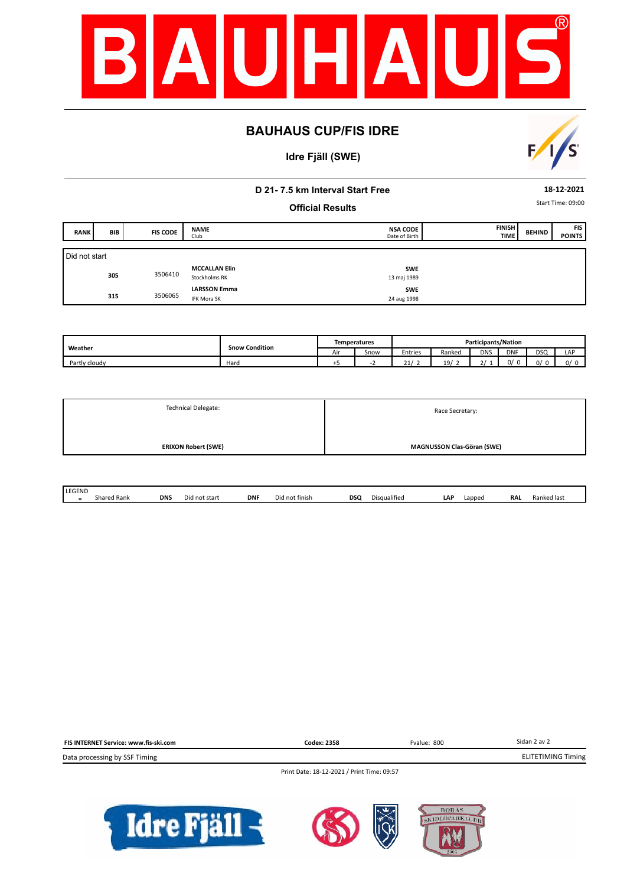# BAUHAUS CUP/FIS IDRE

## Idre Fjäll (SWE)

### D 21- 7.5 km Interval Start Free

**18-12-2021**

Start Time: 09:00

### Official Results

| RANK | BIB | FIS CODE | NAME<br>Club | NSA CODE<br>Date of Birth | FINISH TIME | BEHIND | FIS POINTS |
|---|---|---|---|---|---|---|---|
| Did not start | | | | | | | |
| | 305 | 3506410 | **MCCALLAN Elin**<br>Stockholms RK | **SWE**<br>13 maj 1989 | | | |
| | 315 | 3506065 | **LARSSON Emma**<br>IFK Mora SK | **SWE**<br>24 aug 1998 | | | |

| Weather | Snow Condition | Temperatures | | Participants/Nation | | | | | |
|---|---|---|---|---|---|---|---|---|---|
| | | Air | Snow | Entries | Ranked | DNS | DNF | DSQ | LAP |
| Partly cloudy | Hard | +5 | -2 | 21/ 2 | 19/ 2 | 2/ 1 | 0/ 0 | 0/ 0 | 0/ 0 |

| Technical Delegate: | Race Secretary: |
|---|---|
| **ERIXON Robert (SWE)** | **MAGNUSSON Clas-Göran (SWE)** |

LEGEND
= Shared Rank **DNS** Did not start **DNF** Did not finish **DSQ** Disqualified **LAP** Lapped **RAL** Ranked last

**FIS INTERNET Service: www.fis-ski.com** **Codex: 2358** Fvalue: 800

Data processing by SSF Timing ELITETIMING Timing

Print Date: 18-12-2021 / Print Time: 09:57